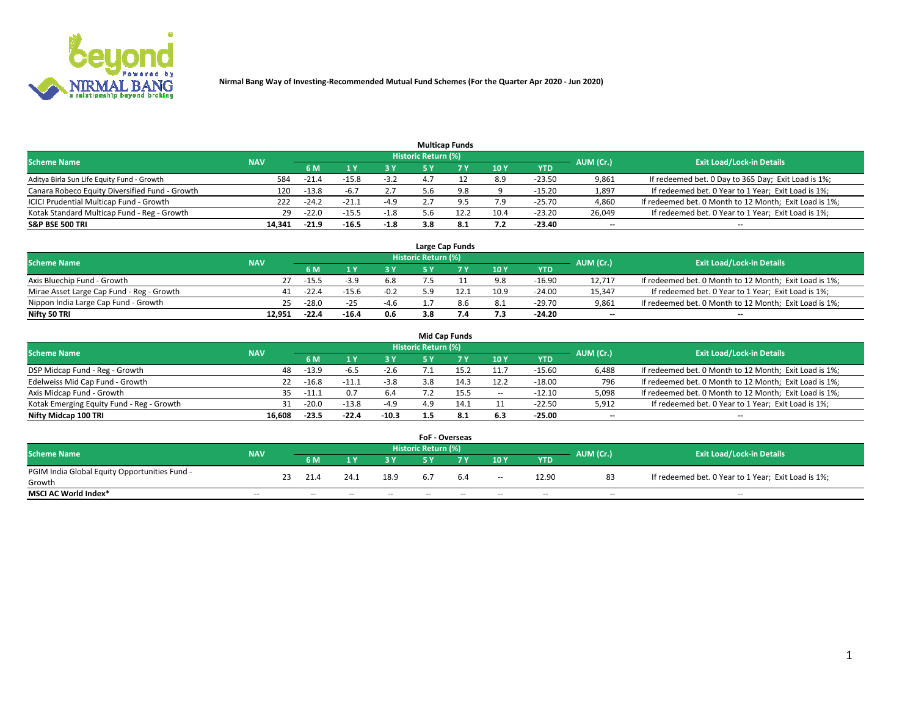**Nirmal Bang Way of Investing-Recommended Mutual Fund Schemes (For the Quarter Apr 2020 - Jun 2020)**

### Multicap Funds

| Scheme Name | NAV | Historic Return (%) | | | | | | | AUM (Cr.) | Exit Load/Lock-in Details |
|---|---|---|---|---|---|---|---|---|---|---|
| | | 6 M | 1 Y | 3 Y | 5 Y | 7 Y | 10 Y | YTD | | |
| Aditya Birla Sun Life Equity Fund - Growth | 584 | -21.4 | -15.8 | -3.2 | 4.7 | 12 | 8.9 | -23.50 | 9,861 | If redeemed bet. 0 Day to 365 Day; Exit Load is 1%; |
| Canara Robeco Equity Diversified Fund - Growth | 120 | -13.8 | -6.7 | 2.7 | 5.6 | 9.8 | 9 | -15.20 | 1,897 | If redeemed bet. 0 Year to 1 Year; Exit Load is 1%; |
| ICICI Prudential Multicap Fund - Growth | 222 | -24.2 | -21.1 | -4.9 | 2.7 | 9.5 | 7.9 | -25.70 | 4,860 | If redeemed bet. 0 Month to 12 Month; Exit Load is 1%; |
| Kotak Standard Multicap Fund - Reg - Growth | 29 | -22.0 | -15.5 | -1.8 | 5.6 | 12.2 | 10.4 | -23.20 | 26,049 | If redeemed bet. 0 Year to 1 Year; Exit Load is 1%; |
| **S&P BSE 500 TRI** | **14,341** | **-21.9** | **-16.5** | **-1.8** | **3.8** | **8.1** | **7.2** | **-23.40** | **--** | **--** |

### Large Cap Funds

| Scheme Name | NAV | Historic Return (%) | | | | | | | AUM (Cr.) | Exit Load/Lock-in Details |
|---|---|---|---|---|---|---|---|---|---|---|
| | | 6 M | 1 Y | 3 Y | 5 Y | 7 Y | 10 Y | YTD | | |
| Axis Bluechip Fund - Growth | 27 | -15.5 | -3.9 | 6.8 | 7.5 | 11 | 9.8 | -16.90 | 12,717 | If redeemed bet. 0 Month to 12 Month; Exit Load is 1%; |
| Mirae Asset Large Cap Fund - Reg - Growth | 41 | -22.4 | -15.6 | -0.2 | 5.9 | 12.1 | 10.9 | -24.00 | 15,347 | If redeemed bet. 0 Year to 1 Year; Exit Load is 1%; |
| Nippon India Large Cap Fund - Growth | 25 | -28.0 | -25 | -4.6 | 1.7 | 8.6 | 8.1 | -29.70 | 9,861 | If redeemed bet. 0 Month to 12 Month; Exit Load is 1%; |
| **Nifty 50 TRI** | **12,951** | **-22.4** | **-16.4** | **0.6** | **3.8** | **7.4** | **7.3** | **-24.20** | **--** | **--** |

### Mid Cap Funds

| Scheme Name | NAV | Historic Return (%) | | | | | | | AUM (Cr.) | Exit Load/Lock-in Details |
|---|---|---|---|---|---|---|---|---|---|---|
| | | 6 M | 1 Y | 3 Y | 5 Y | 7 Y | 10 Y | YTD | | |
| DSP Midcap Fund - Reg - Growth | 48 | -13.9 | -6.5 | -2.6 | 7.1 | 15.2 | 11.7 | -15.60 | 6,488 | If redeemed bet. 0 Month to 12 Month; Exit Load is 1%; |
| Edelweiss Mid Cap Fund - Growth | 22 | -16.8 | -11.1 | -3.8 | 3.8 | 14.3 | 12.2 | -18.00 | 796 | If redeemed bet. 0 Month to 12 Month; Exit Load is 1%; |
| Axis Midcap Fund - Growth | 35 | -11.1 | 0.7 | 6.4 | 7.2 | 15.5 | -- | -12.10 | 5,098 | If redeemed bet. 0 Month to 12 Month; Exit Load is 1%; |
| Kotak Emerging Equity Fund - Reg - Growth | 31 | -20.0 | -13.8 | -4.9 | 4.9 | 14.1 | 11 | -22.50 | 5,912 | If redeemed bet. 0 Year to 1 Year; Exit Load is 1%; |
| **Nifty Midcap 100 TRI** | **16,608** | **-23.5** | **-22.4** | **-10.3** | **1.5** | **8.1** | **6.3** | **-25.00** | **--** | **--** |

### FoF - Overseas

| Scheme Name | NAV | Historic Return (%) | | | | | | | AUM (Cr.) | Exit Load/Lock-in Details |
|---|---|---|---|---|---|---|---|---|---|---|
| | | 6 M | 1 Y | 3 Y | 5 Y | 7 Y | 10 Y | YTD | | |
| PGIM India Global Equity Opportunities Fund - Growth | 23 | 21.4 | 24.1 | 18.9 | 6.7 | 6.4 | -- | 12.90 | 83 | If redeemed bet. 0 Year to 1 Year; Exit Load is 1%; |
| **MSCI AC World Index*** | -- | -- | -- | -- | -- | -- | -- | -- | -- | -- |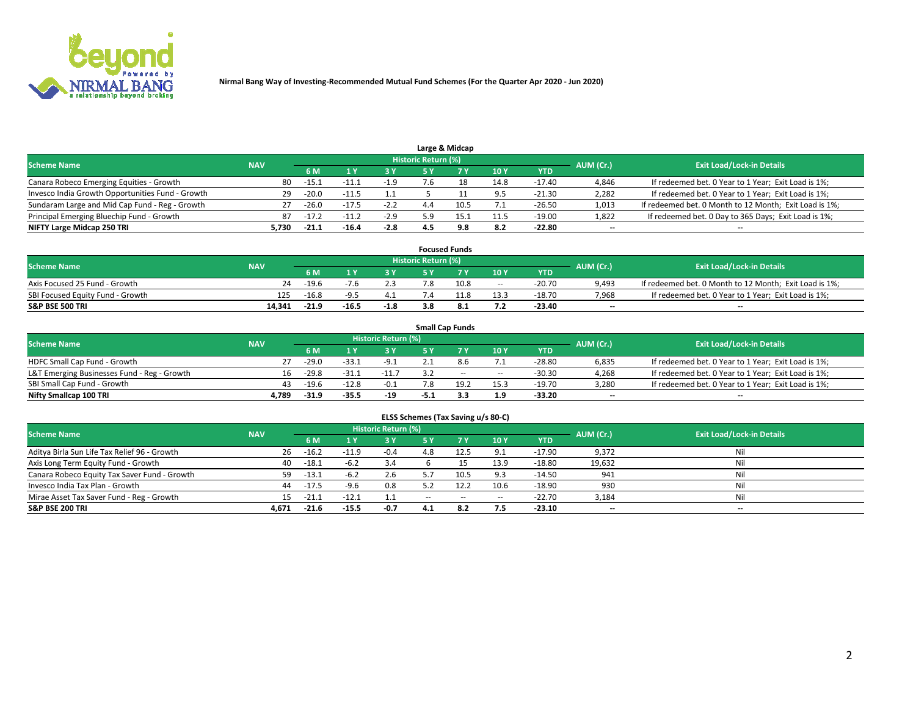Nirmal Bang Way of Investing-Recommended Mutual Fund Schemes (For the Quarter Apr 2020 - Jun 2020)

## Large & Midcap

| Scheme Name | NAV | Historic Return (%) | | | | | | | AUM (Cr.) | Exit Load/Lock-in Details |
|---|---|---|---|---|---|---|---|---|---|---|
| | | 6 M | 1 Y | 3 Y | 5 Y | 7 Y | 10 Y | YTD | | |
| Canara Robeco Emerging Equities - Growth | 80 | -15.1 | -11.1 | -1.9 | 7.6 | 18 | 14.8 | -17.40 | 4,846 | If redeemed bet. 0 Year to 1 Year; Exit Load is 1%; |
| Invesco India Growth Opportunities Fund - Growth | 29 | -20.0 | -11.5 | 1.1 | 5 | 11 | 9.5 | -21.30 | 2,282 | If redeemed bet. 0 Year to 1 Year; Exit Load is 1%; |
| Sundaram Large and Mid Cap Fund - Reg - Growth | 27 | -26.0 | -17.5 | -2.2 | 4.4 | 10.5 | 7.1 | -26.50 | 1,013 | If redeemed bet. 0 Month to 12 Month; Exit Load is 1%; |
| Principal Emerging Bluechip Fund - Growth | 87 | -17.2 | -11.2 | -2.9 | 5.9 | 15.1 | 11.5 | -19.00 | 1,822 | If redeemed bet. 0 Day to 365 Days; Exit Load is 1%; |
| **NIFTY Large Midcap 250 TRI** | **5,730** | **-21.1** | **-16.4** | **-2.8** | **4.5** | **9.8** | **8.2** | **-22.80** | -- | -- |

## Focused Funds

| Scheme Name | NAV | Historic Return (%) | | | | | | | AUM (Cr.) | Exit Load/Lock-in Details |
|---|---|---|---|---|---|---|---|---|---|---|
| | | 6 M | 1 Y | 3 Y | 5 Y | 7 Y | 10 Y | YTD | | |
| Axis Focused 25 Fund - Growth | 24 | -19.6 | -7.6 | 2.3 | 7.8 | 10.8 | -- | -20.70 | 9,493 | If redeemed bet. 0 Month to 12 Month; Exit Load is 1%; |
| SBI Focused Equity Fund - Growth | 125 | -16.8 | -9.5 | 4.1 | 7.4 | 11.8 | 13.3 | -18.70 | 7,968 | If redeemed bet. 0 Year to 1 Year; Exit Load is 1%; |
| **S&P BSE 500 TRI** | **14,341** | **-21.9** | **-16.5** | **-1.8** | **3.8** | **8.1** | **7.2** | **-23.40** | -- | -- |

## Small Cap Funds

| Scheme Name | NAV | Historic Return (%) | | | | | | | AUM (Cr.) | Exit Load/Lock-in Details |
|---|---|---|---|---|---|---|---|---|---|---|
| | | 6 M | 1 Y | 3 Y | 5 Y | 7 Y | 10 Y | YTD | | |
| HDFC Small Cap Fund - Growth | 27 | -29.0 | -33.1 | -9.1 | 2.1 | 8.6 | 7.1 | -28.80 | 6,835 | If redeemed bet. 0 Year to 1 Year; Exit Load is 1%; |
| L&T Emerging Businesses Fund - Reg - Growth | 16 | -29.8 | -31.1 | -11.7 | 3.2 | -- | -- | -30.30 | 4,268 | If redeemed bet. 0 Year to 1 Year; Exit Load is 1%; |
| SBI Small Cap Fund - Growth | 43 | -19.6 | -12.8 | -0.1 | 7.8 | 19.2 | 15.3 | -19.70 | 3,280 | If redeemed bet. 0 Year to 1 Year; Exit Load is 1%; |
| **Nifty Smallcap 100 TRI** | **4,789** | **-31.9** | **-35.5** | **-19** | **-5.1** | **3.3** | **1.9** | **-33.20** | -- | -- |

## ELSS Schemes (Tax Saving u/s 80-C)

| Scheme Name | NAV | Historic Return (%) | | | | | | | AUM (Cr.) | Exit Load/Lock-in Details |
|---|---|---|---|---|---|---|---|---|---|---|
| | | 6 M | 1 Y | 3 Y | 5 Y | 7 Y | 10 Y | YTD | | |
| Aditya Birla Sun Life Tax Relief 96 - Growth | 26 | -16.2 | -11.9 | -0.4 | 4.8 | 12.5 | 9.1 | -17.90 | 9,372 | Nil |
| Axis Long Term Equity Fund - Growth | 40 | -18.1 | -6.2 | 3.4 | 6 | 15 | 13.9 | -18.80 | 19,632 | Nil |
| Canara Robeco Equity Tax Saver Fund - Growth | 59 | -13.1 | -6.2 | 2.6 | 5.7 | 10.5 | 9.3 | -14.50 | 941 | Nil |
| Invesco India Tax Plan - Growth | 44 | -17.5 | -9.6 | 0.8 | 5.2 | 12.2 | 10.6 | -18.90 | 930 | Nil |
| Mirae Asset Tax Saver Fund - Reg - Growth | 15 | -21.1 | -12.1 | 1.1 | -- | -- | -- | -22.70 | 3,184 | Nil |
| **S&P BSE 200 TRI** | **4,671** | **-21.6** | **-15.5** | **-0.7** | **4.1** | **8.2** | **7.5** | **-23.10** | -- | -- |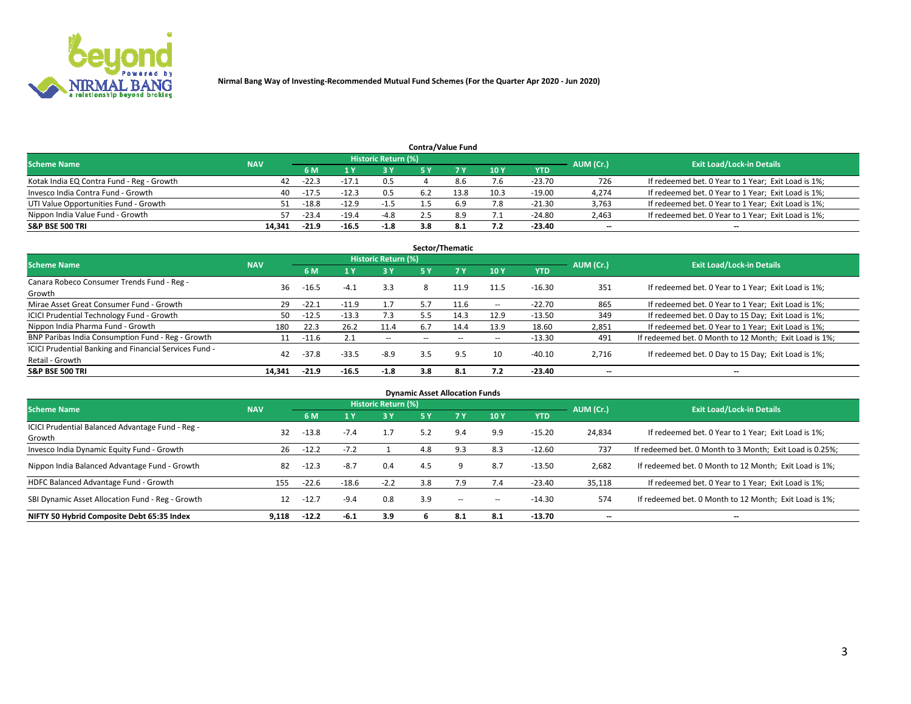Nirmal Bang Way of Investing-Recommended Mutual Fund Schemes (For the Quarter Apr 2020 - Jun 2020)

### Contra/Value Fund

| Scheme Name | NAV | Historic Return (%) | | | | | | | AUM (Cr.) | Exit Load/Lock-in Details |
|---|---|---|---|---|---|---|---|---|---|---|
| | | 6 M | 1 Y | 3 Y | 5 Y | 7 Y | 10 Y | YTD | | |
| Kotak India EQ Contra Fund - Reg - Growth | 42 | -22.3 | -17.1 | 0.5 | 4 | 8.6 | 7.6 | -23.70 | 726 | If redeemed bet. 0 Year to 1 Year; Exit Load is 1%; |
| Invesco India Contra Fund - Growth | 40 | -17.5 | -12.3 | 0.5 | 6.2 | 13.8 | 10.3 | -19.00 | 4,274 | If redeemed bet. 0 Year to 1 Year; Exit Load is 1%; |
| UTI Value Opportunities Fund - Growth | 51 | -18.8 | -12.9 | -1.5 | 1.5 | 6.9 | 7.8 | -21.30 | 3,763 | If redeemed bet. 0 Year to 1 Year; Exit Load is 1%; |
| Nippon India Value Fund - Growth | 57 | -23.4 | -19.4 | -4.8 | 2.5 | 8.9 | 7.1 | -24.80 | 2,463 | If redeemed bet. 0 Year to 1 Year; Exit Load is 1%; |
| **S&P BSE 500 TRI** | **14,341** | **-21.9** | **-16.5** | **-1.8** | **3.8** | **8.1** | **7.2** | **-23.40** | **--** | **--** |

### Sector/Thematic

| Scheme Name | NAV | Historic Return (%) | | | | | | | AUM (Cr.) | Exit Load/Lock-in Details |
|---|---|---|---|---|---|---|---|---|---|---|
| | | 6 M | 1 Y | 3 Y | 5 Y | 7 Y | 10 Y | YTD | | |
| Canara Robeco Consumer Trends Fund - Reg - Growth | 36 | -16.5 | -4.1 | 3.3 | 8 | 11.9 | 11.5 | -16.30 | 351 | If redeemed bet. 0 Year to 1 Year; Exit Load is 1%; |
| Mirae Asset Great Consumer Fund - Growth | 29 | -22.1 | -11.9 | 1.7 | 5.7 | 11.6 | -- | -22.70 | 865 | If redeemed bet. 0 Year to 1 Year; Exit Load is 1%; |
| ICICI Prudential Technology Fund - Growth | 50 | -12.5 | -13.3 | 7.3 | 5.5 | 14.3 | 12.9 | -13.50 | 349 | If redeemed bet. 0 Day to 15 Day; Exit Load is 1%; |
| Nippon India Pharma Fund - Growth | 180 | 22.3 | 26.2 | 11.4 | 6.7 | 14.4 | 13.9 | 18.60 | 2,851 | If redeemed bet. 0 Year to 1 Year; Exit Load is 1%; |
| BNP Paribas India Consumption Fund - Reg - Growth | 11 | -11.6 | 2.1 | -- | -- | -- | -- | -13.30 | 491 | If redeemed bet. 0 Month to 12 Month; Exit Load is 1%; |
| ICICI Prudential Banking and Financial Services Fund - Retail - Growth | 42 | -37.8 | -33.5 | -8.9 | 3.5 | 9.5 | 10 | -40.10 | 2,716 | If redeemed bet. 0 Day to 15 Day; Exit Load is 1%; |
| **S&P BSE 500 TRI** | **14,341** | **-21.9** | **-16.5** | **-1.8** | **3.8** | **8.1** | **7.2** | **-23.40** | **--** | **--** |

### Dynamic Asset Allocation Funds

| Scheme Name | NAV | Historic Return (%) | | | | | | | AUM (Cr.) | Exit Load/Lock-in Details |
|---|---|---|---|---|---|---|---|---|---|---|
| | | 6 M | 1 Y | 3 Y | 5 Y | 7 Y | 10 Y | YTD | | |
| ICICI Prudential Balanced Advantage Fund - Reg - Growth | 32 | -13.8 | -7.4 | 1.7 | 5.2 | 9.4 | 9.9 | -15.20 | 24,834 | If redeemed bet. 0 Year to 1 Year; Exit Load is 1%; |
| Invesco India Dynamic Equity Fund - Growth | 26 | -12.2 | -7.2 | 1 | 4.8 | 9.3 | 8.3 | -12.60 | 737 | If redeemed bet. 0 Month to 3 Month; Exit Load is 0.25%; |
| Nippon India Balanced Advantage Fund - Growth | 82 | -12.3 | -8.7 | 0.4 | 4.5 | 9 | 8.7 | -13.50 | 2,682 | If redeemed bet. 0 Month to 12 Month; Exit Load is 1%; |
| HDFC Balanced Advantage Fund - Growth | 155 | -22.6 | -18.6 | -2.2 | 3.8 | 7.9 | 7.4 | -23.40 | 35,118 | If redeemed bet. 0 Year to 1 Year; Exit Load is 1%; |
| SBI Dynamic Asset Allocation Fund - Reg - Growth | 12 | -12.7 | -9.4 | 0.8 | 3.9 | -- | -- | -14.30 | 574 | If redeemed bet. 0 Month to 12 Month; Exit Load is 1%; |
| **NIFTY 50 Hybrid Composite Debt 65:35 Index** | **9,118** | **-12.2** | **-6.1** | **3.9** | **6** | **8.1** | **8.1** | **-13.70** | **--** | **--** |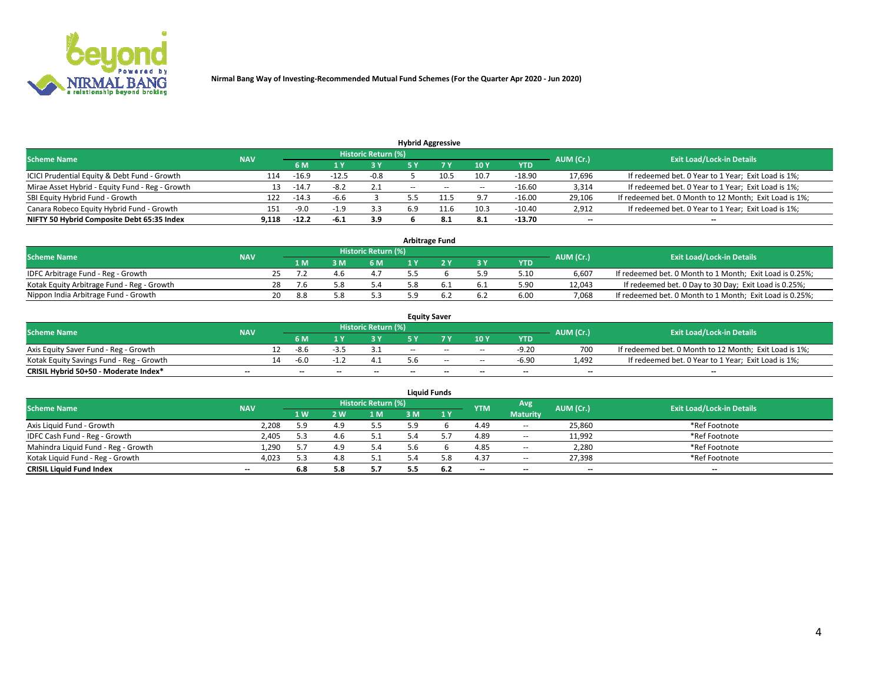**Nirmal Bang Way of Investing-Recommended Mutual Fund Schemes (For the Quarter Apr 2020 - Jun 2020)**

### Hybrid Aggressive

| Scheme Name | NAV | Historic Return (%) | | | | | | | AUM (Cr.) | Exit Load/Lock-in Details |
|---|---|---|---|---|---|---|---|---|---|---|
| | | 6 M | 1 Y | 3 Y | 5 Y | 7 Y | 10 Y | YTD | | |
| ICICI Prudential Equity & Debt Fund - Growth | 114 | -16.9 | -12.5 | -0.8 | 5 | 10.5 | 10.7 | -18.90 | 17,696 | If redeemed bet. 0 Year to 1 Year; Exit Load is 1%; |
| Mirae Asset Hybrid - Equity Fund - Reg - Growth | 13 | -14.7 | -8.2 | 2.1 | -- | -- | -- | -16.60 | 3,314 | If redeemed bet. 0 Year to 1 Year; Exit Load is 1%; |
| SBI Equity Hybrid Fund - Growth | 122 | -14.3 | -6.6 | 3 | 5.5 | 11.5 | 9.7 | -16.00 | 29,106 | If redeemed bet. 0 Month to 12 Month; Exit Load is 1%; |
| Canara Robeco Equity Hybrid Fund - Growth | 151 | -9.0 | -1.9 | 3.3 | 6.9 | 11.6 | 10.3 | -10.40 | 2,912 | If redeemed bet. 0 Year to 1 Year; Exit Load is 1%; |
| **NIFTY 50 Hybrid Composite Debt 65:35 Index** | **9,118** | **-12.2** | **-6.1** | **3.9** | **6** | **8.1** | **8.1** | **-13.70** | **--** | **--** |

### Arbitrage Fund

| Scheme Name | NAV | Historic Return (%) | | | | | | | AUM (Cr.) | Exit Load/Lock-in Details |
|---|---|---|---|---|---|---|---|---|---|---|
| | | 1 M | 3 M | 6 M | 1 Y | 2 Y | 3 Y | YTD | | |
| IDFC Arbitrage Fund - Reg - Growth | 25 | 7.2 | 4.6 | 4.7 | 5.5 | 6 | 5.9 | 5.10 | 6,607 | If redeemed bet. 0 Month to 1 Month; Exit Load is 0.25%; |
| Kotak Equity Arbitrage Fund - Reg - Growth | 28 | 7.6 | 5.8 | 5.4 | 5.8 | 6.1 | 6.1 | 5.90 | 12,043 | If redeemed bet. 0 Day to 30 Day; Exit Load is 0.25%; |
| Nippon India Arbitrage Fund - Growth | 20 | 8.8 | 5.8 | 5.3 | 5.9 | 6.2 | 6.2 | 6.00 | 7,068 | If redeemed bet. 0 Month to 1 Month; Exit Load is 0.25%; |

### Equity Saver

| Scheme Name | NAV | Historic Return (%) | | | | | | | AUM (Cr.) | Exit Load/Lock-in Details |
|---|---|---|---|---|---|---|---|---|---|---|
| | | 6 M | 1 Y | 3 Y | 5 Y | 7 Y | 10 Y | YTD | | |
| Axis Equity Saver Fund - Reg - Growth | 12 | -8.6 | -3.5 | 3.1 | -- | -- | -- | -9.20 | 700 | If redeemed bet. 0 Month to 12 Month; Exit Load is 1%; |
| Kotak Equity Savings Fund - Reg - Growth | 14 | -6.0 | -1.2 | 4.1 | 5.6 | -- | -- | -6.90 | 1,492 | If redeemed bet. 0 Year to 1 Year; Exit Load is 1%; |
| **CRISIL Hybrid 50+50 - Moderate Index*** | **--** | **--** | **--** | **--** | **--** | **--** | **--** | **--** | **--** | **--** |

### Liquid Funds

| Scheme Name | NAV | Historic Return (%) | | | | | YTM | Avg Maturity | AUM (Cr.) | Exit Load/Lock-in Details |
|---|---|---|---|---|---|---|---|---|---|---|
| | | 1 W | 2 W | 1 M | 3 M | 1 Y | | | | |
| Axis Liquid Fund - Growth | 2,208 | 5.9 | 4.9 | 5.5 | 5.9 | 6 | 4.49 | -- | 25,860 | *Ref Footnote |
| IDFC Cash Fund - Reg - Growth | 2,405 | 5.3 | 4.6 | 5.1 | 5.4 | 5.7 | 4.89 | -- | 11,992 | *Ref Footnote |
| Mahindra Liquid Fund - Reg - Growth | 1,290 | 5.7 | 4.9 | 5.4 | 5.6 | 6 | 4.85 | -- | 2,280 | *Ref Footnote |
| Kotak Liquid Fund - Reg - Growth | 4,023 | 5.3 | 4.8 | 5.1 | 5.4 | 5.8 | 4.37 | -- | 27,398 | *Ref Footnote |
| **CRISIL Liquid Fund Index** | **--** | **6.8** | **5.8** | **5.7** | **5.5** | **6.2** | **--** | **--** | **--** | **--** |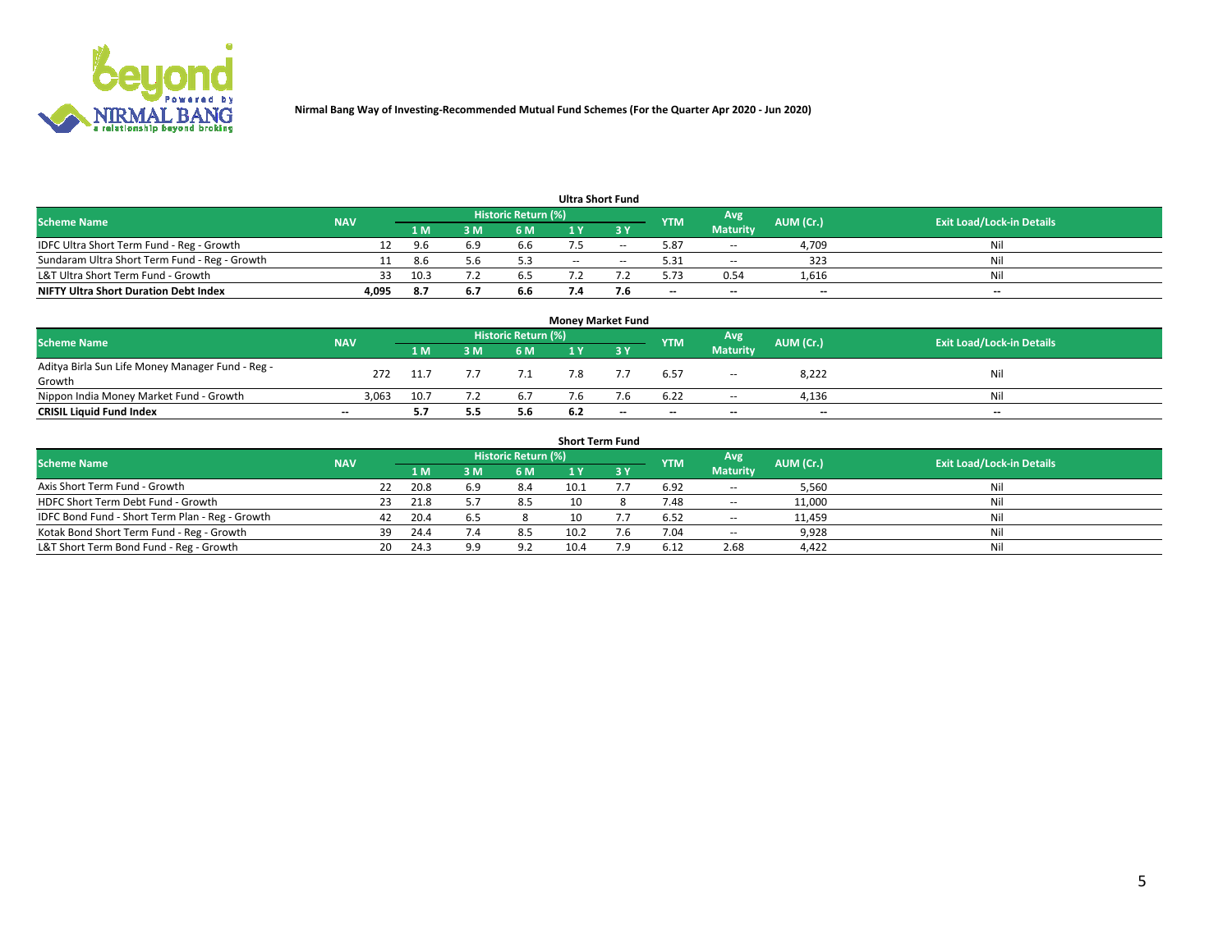Nirmal Bang Way of Investing-Recommended Mutual Fund Schemes (For the Quarter Apr 2020 - Jun 2020)

### Ultra Short Fund

| Scheme Name | NAV | Historic Return (%) | | | | | YTM | Avg Maturity | AUM (Cr.) | Exit Load/Lock-in Details |
|---|---|---|---|---|---|---|---|---|---|---|
| | | 1 M | 3 M | 6 M | 1 Y | 3 Y | | | | |
| IDFC Ultra Short Term Fund - Reg - Growth | 12 | 9.6 | 6.9 | 6.6 | 7.5 | -- | 5.87 | -- | 4,709 | Nil |
| Sundaram Ultra Short Term Fund - Reg - Growth | 11 | 8.6 | 5.6 | 5.3 | -- | -- | 5.31 | -- | 323 | Nil |
| L&T Ultra Short Term Fund - Growth | 33 | 10.3 | 7.2 | 6.5 | 7.2 | 7.2 | 5.73 | 0.54 | 1,616 | Nil |
| **NIFTY Ultra Short Duration Debt Index** | **4,095** | **8.7** | **6.7** | **6.6** | **7.4** | **7.6** | **--** | **--** | **--** | **--** |

### Money Market Fund

| Scheme Name | NAV | Historic Return (%) | | | | | YTM | Avg Maturity | AUM (Cr.) | Exit Load/Lock-in Details |
|---|---|---|---|---|---|---|---|---|---|---|
| | | 1 M | 3 M | 6 M | 1 Y | 3 Y | | | | |
| Aditya Birla Sun Life Money Manager Fund - Reg - Growth | 272 | 11.7 | 7.7 | 7.1 | 7.8 | 7.7 | 6.57 | -- | 8,222 | Nil |
| Nippon India Money Market Fund - Growth | 3,063 | 10.7 | 7.2 | 6.7 | 7.6 | 7.6 | 6.22 | -- | 4,136 | Nil |
| **CRISIL Liquid Fund Index** | **--** | **5.7** | **5.5** | **5.6** | **6.2** | **--** | **--** | **--** | **--** | **--** |

### Short Term Fund

| Scheme Name | NAV | Historic Return (%) | | | | | YTM | Avg Maturity | AUM (Cr.) | Exit Load/Lock-in Details |
|---|---|---|---|---|---|---|---|---|---|---|
| | | 1 M | 3 M | 6 M | 1 Y | 3 Y | | | | |
| Axis Short Term Fund - Growth | 22 | 20.8 | 6.9 | 8.4 | 10.1 | 7.7 | 6.92 | -- | 5,560 | Nil |
| HDFC Short Term Debt Fund - Growth | 23 | 21.8 | 5.7 | 8.5 | 10 | 8 | 7.48 | -- | 11,000 | Nil |
| IDFC Bond Fund - Short Term Plan - Reg - Growth | 42 | 20.4 | 6.5 | 8 | 10 | 7.7 | 6.52 | -- | 11,459 | Nil |
| Kotak Bond Short Term Fund - Reg - Growth | 39 | 24.4 | 7.4 | 8.5 | 10.2 | 7.6 | 7.04 | -- | 9,928 | Nil |
| L&T Short Term Bond Fund - Reg - Growth | 20 | 24.3 | 9.9 | 9.2 | 10.4 | 7.9 | 6.12 | 2.68 | 4,422 | Nil |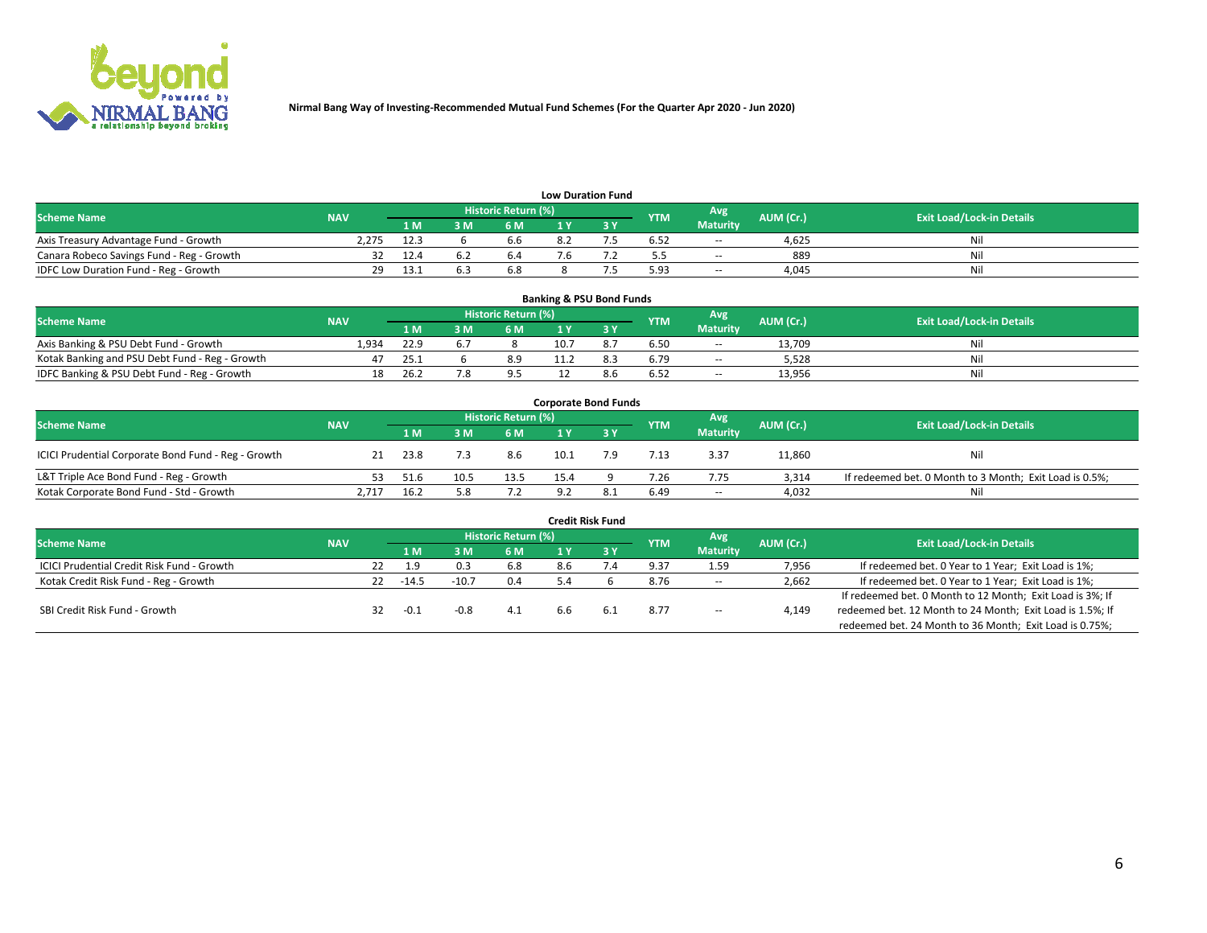Nirmal Bang Way of Investing-Recommended Mutual Fund Schemes (For the Quarter Apr 2020 - Jun 2020)

### Low Duration Fund

| Scheme Name | NAV | Historic Return (%) | | | | | YTM | Avg Maturity | AUM (Cr.) | Exit Load/Lock-in Details |
|---|---|---|---|---|---|---|---|---|---|---|
| | | 1 M | 3 M | 6 M | 1 Y | 3 Y | | | | |
| Axis Treasury Advantage Fund - Growth | 2,275 | 12.3 | 6 | 6.6 | 8.2 | 7.5 | 6.52 | -- | 4,625 | Nil |
| Canara Robeco Savings Fund - Reg - Growth | 32 | 12.4 | 6.2 | 6.4 | 7.6 | 7.2 | 5.5 | -- | 889 | Nil |
| IDFC Low Duration Fund - Reg - Growth | 29 | 13.1 | 6.3 | 6.8 | 8 | 7.5 | 5.93 | -- | 4,045 | Nil |

### Banking & PSU Bond Funds

| Scheme Name | NAV | Historic Return (%) | | | | | YTM | Avg Maturity | AUM (Cr.) | Exit Load/Lock-in Details |
|---|---|---|---|---|---|---|---|---|---|---|
| | | 1 M | 3 M | 6 M | 1 Y | 3 Y | | | | |
| Axis Banking & PSU Debt Fund - Growth | 1,934 | 22.9 | 6.7 | 8 | 10.7 | 8.7 | 6.50 | -- | 13,709 | Nil |
| Kotak Banking and PSU Debt Fund - Reg - Growth | 47 | 25.1 | 6 | 8.9 | 11.2 | 8.3 | 6.79 | -- | 5,528 | Nil |
| IDFC Banking & PSU Debt Fund - Reg - Growth | 18 | 26.2 | 7.8 | 9.5 | 12 | 8.6 | 6.52 | -- | 13,956 | Nil |

### Corporate Bond Funds

| Scheme Name | NAV | Historic Return (%) | | | | | YTM | Avg Maturity | AUM (Cr.) | Exit Load/Lock-in Details |
|---|---|---|---|---|---|---|---|---|---|---|
| | | 1 M | 3 M | 6 M | 1 Y | 3 Y | | | | |
| ICICI Prudential Corporate Bond Fund - Reg - Growth | 21 | 23.8 | 7.3 | 8.6 | 10.1 | 7.9 | 7.13 | 3.37 | 11,860 | Nil |
| L&T Triple Ace Bond Fund - Reg - Growth | 53 | 51.6 | 10.5 | 13.5 | 15.4 | 9 | 7.26 | 7.75 | 3,314 | If redeemed bet. 0 Month to 3 Month; Exit Load is 0.5%; |
| Kotak Corporate Bond Fund - Std - Growth | 2,717 | 16.2 | 5.8 | 7.2 | 9.2 | 8.1 | 6.49 | -- | 4,032 | Nil |

### Credit Risk Fund

| Scheme Name | NAV | Historic Return (%) | | | | | YTM | Avg Maturity | AUM (Cr.) | Exit Load/Lock-in Details |
|---|---|---|---|---|---|---|---|---|---|---|
| | | 1 M | 3 M | 6 M | 1 Y | 3 Y | | | | |
| ICICI Prudential Credit Risk Fund - Growth | 22 | 1.9 | 0.3 | 6.8 | 8.6 | 7.4 | 9.37 | 1.59 | 7,956 | If redeemed bet. 0 Year to 1 Year; Exit Load is 1%; |
| Kotak Credit Risk Fund - Reg - Growth | 22 | -14.5 | -10.7 | 0.4 | 5.4 | 6 | 8.76 | -- | 2,662 | If redeemed bet. 0 Year to 1 Year; Exit Load is 1%; |
| SBI Credit Risk Fund - Growth | 32 | -0.1 | -0.8 | 4.1 | 6.6 | 6.1 | 8.77 | -- | 4,149 | If redeemed bet. 0 Month to 12 Month; Exit Load is 3%; If redeemed bet. 12 Month to 24 Month; Exit Load is 1.5%; If redeemed bet. 24 Month to 36 Month; Exit Load is 0.75%; |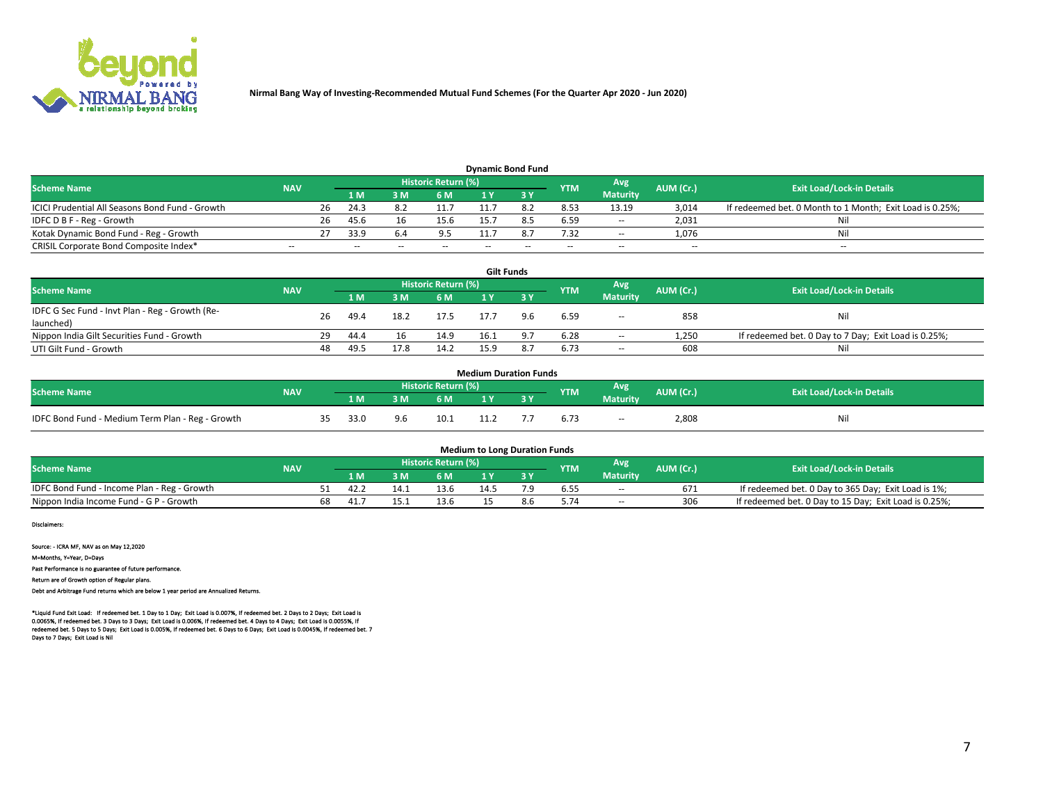Nirmal Bang Way of Investing-Recommended Mutual Fund Schemes (For the Quarter Apr 2020 - Jun 2020)

### Dynamic Bond Fund

| Scheme Name | NAV | Historic Return (%) | | | | | YTM | Avg Maturity | AUM (Cr.) | Exit Load/Lock-in Details |
|---|---|---|---|---|---|---|---|---|---|---|
| | | 1 M | 3 M | 6 M | 1 Y | 3 Y | | | | |
| ICICI Prudential All Seasons Bond Fund - Growth | 26 | 24.3 | 8.2 | 11.7 | 11.7 | 8.2 | 8.53 | 13.19 | 3,014 | If redeemed bet. 0 Month to 1 Month; Exit Load is 0.25%; |
| IDFC D B F - Reg - Growth | 26 | 45.6 | 16 | 15.6 | 15.7 | 8.5 | 6.59 | -- | 2,031 | Nil |
| Kotak Dynamic Bond Fund - Reg - Growth | 27 | 33.9 | 6.4 | 9.5 | 11.7 | 8.7 | 7.32 | -- | 1,076 | Nil |
| CRISIL Corporate Bond Composite Index* | -- | -- | -- | -- | -- | -- | -- | -- | -- | -- |

### Gilt Funds

| Scheme Name | NAV | Historic Return (%) | | | | | YTM | Avg Maturity | AUM (Cr.) | Exit Load/Lock-in Details |
|---|---|---|---|---|---|---|---|---|---|---|
| | | 1 M | 3 M | 6 M | 1 Y | 3 Y | | | | |
| IDFC G Sec Fund - Invt Plan - Reg - Growth (Re-launched) | 26 | 49.4 | 18.2 | 17.5 | 17.7 | 9.6 | 6.59 | -- | 858 | Nil |
| Nippon India Gilt Securities Fund - Growth | 29 | 44.4 | 16 | 14.9 | 16.1 | 9.7 | 6.28 | -- | 1,250 | If redeemed bet. 0 Day to 7 Day; Exit Load is 0.25%; |
| UTI Gilt Fund - Growth | 48 | 49.5 | 17.8 | 14.2 | 15.9 | 8.7 | 6.73 | -- | 608 | Nil |

### Medium Duration Funds

| Scheme Name | NAV | Historic Return (%) | | | | | YTM | Avg Maturity | AUM (Cr.) | Exit Load/Lock-in Details |
|---|---|---|---|---|---|---|---|---|---|---|
| | | 1 M | 3 M | 6 M | 1 Y | 3 Y | | | | |
| IDFC Bond Fund - Medium Term Plan - Reg - Growth | 35 | 33.0 | 9.6 | 10.1 | 11.2 | 7.7 | 6.73 | -- | 2,808 | Nil |

### Medium to Long Duration Funds

| Scheme Name | NAV | Historic Return (%) | | | | | YTM | Avg Maturity | AUM (Cr.) | Exit Load/Lock-in Details |
|---|---|---|---|---|---|---|---|---|---|---|
| | | 1 M | 3 M | 6 M | 1 Y | 3 Y | | | | |
| IDFC Bond Fund - Income Plan - Reg - Growth | 51 | 42.2 | 14.1 | 13.6 | 14.5 | 7.9 | 6.55 | -- | 671 | If redeemed bet. 0 Day to 365 Day; Exit Load is 1%; |
| Nippon India Income Fund - G P - Growth | 68 | 41.7 | 15.1 | 13.6 | 15 | 8.6 | 5.74 | -- | 306 | If redeemed bet. 0 Day to 15 Day; Exit Load is 0.25%; |

Disclaimers:

Source: - ICRA MF, NAV as on May 12,2020

M=Months, Y=Year, D=Days

Past Performance is no guarantee of future performance.

Return are of Growth option of Regular plans.

Debt and Arbitrage Fund returns which are below 1 year period are Annualized Returns.

*Liquid Fund Exit Load: If redeemed bet. 1 Day to 1 Day; Exit Load is 0.007%, If redeemed bet. 2 Days to 2 Days; Exit Load is 0.0065%, If redeemed bet. 3 Days to 3 Days; Exit Load is 0.006%, If redeemed bet. 4 Days to 4 Days; Exit Load is 0.0055%, If redeemed bet. 5 Days to 5 Days; Exit Load is 0.005%, If redeemed bet. 6 Days to 6 Days; Exit Load is 0.0045%, If redeemed bet. 7 Days to 7 Days; Exit Load is Nil